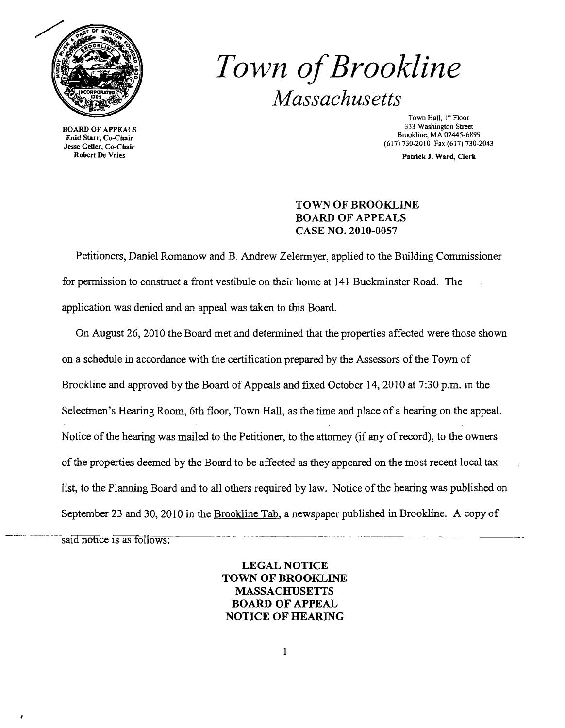# *Town of Brookline*

## *Massachusetts*

BOARD OF APPEALS
Enid Starr, Co-Chair
Jesse Geller, Co-Chair
Robert De Vries

Town Hall, 1st Floor
333 Washington Street
Brookline, MA 02445-6899
(617) 730-2010 Fax (617) 730-2043

Patrick J. Ward, Clerk

**TOWN OF BROOKLINE**
**BOARD OF APPEALS**
**CASE NO. 2010-0057**

Petitioners, Daniel Romanow and B. Andrew Zelermyer, applied to the Building Commissioner for permission to construct a front vestibule on their home at 141 Buckminster Road. The application was denied and an appeal was taken to this Board.

On August 26, 2010 the Board met and determined that the properties affected were those shown on a schedule in accordance with the certification prepared by the Assessors of the Town of Brookline and approved by the Board of Appeals and fixed October 14, 2010 at 7:30 p.m. in the Selectmen's Hearing Room, 6th floor, Town Hall, as the time and place of a hearing on the appeal. Notice of the hearing was mailed to the Petitioner, to the attorney (if any of record), to the owners of the properties deemed by the Board to be affected as they appeared on the most recent local tax list, to the Planning Board and to all others required by law. Notice of the hearing was published on September 23 and 30, 2010 in the Brookline Tab, a newspaper published in Brookline. A copy of said notice is as follows:

**LEGAL NOTICE**
**TOWN OF BROOKLINE**
**MASSACHUSETTS**
**BOARD OF APPEAL**
**NOTICE OF HEARING**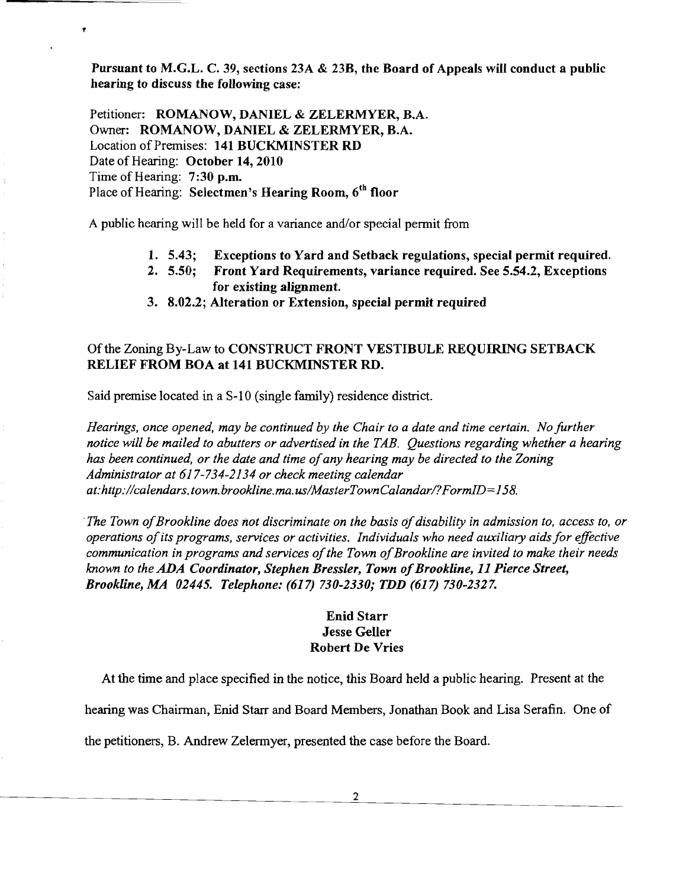**Pursuant to M.G.L. C. 39, sections 23A & 23B, the Board of Appeals will conduct a public hearing to discuss the following case:**

Petitioner: **ROMANOW, DANIEL & ZELERMYER, B.A.**
Owner: **ROMANOW, DANIEL & ZELERMYER, B.A.**
Location of Premises: **141 BUCKMINSTER RD**
Date of Hearing: **October 14, 2010**
Time of Hearing: **7:30 p.m.**
Place of Hearing: **Selectmen's Hearing Room, 6th floor**

A public hearing will be held for a variance and/or special permit from

1. **5.43; Exceptions to Yard and Setback regulations, special permit required.**
2. **5.50; Front Yard Requirements, variance required. See 5.54.2, Exceptions for existing alignment.**
3. **8.02.2; Alteration or Extension, special permit required**

Of the Zoning By-Law to **CONSTRUCT FRONT VESTIBULE REQUIRING SETBACK RELIEF FROM BOA at 141 BUCKMINSTER RD.**

Said premise located in a S-10 (single family) residence district.

*Hearings, once opened, may be continued by the Chair to a date and time certain. No further notice will be mailed to abutters or advertised in the TAB. Questions regarding whether a hearing has been continued, or the date and time of any hearing may be directed to the Zoning Administrator at 617-734-2134 or check meeting calendar at:http://calendars.town.brookline.ma.us/MasterTownCalandar/?FormID=158.*

*The Town of Brookline does not discriminate on the basis of disability in admission to, access to, or operations of its programs, services or activities. Individuals who need auxiliary aids for effective communication in programs and services of the Town of Brookline are invited to make their needs known to the* ***ADA Coordinator, Stephen Bressler, Town of Brookline, 11 Pierce Street, Brookline, MA 02445. Telephone: (617) 730-2330; TDD (617) 730-2327.***

**Enid Starr**
**Jesse Geller**
**Robert De Vries**

At the time and place specified in the notice, this Board held a public hearing. Present at the hearing was Chairman, Enid Starr and Board Members, Jonathan Book and Lisa Serafin. One of the petitioners, B. Andrew Zelermyer, presented the case before the Board.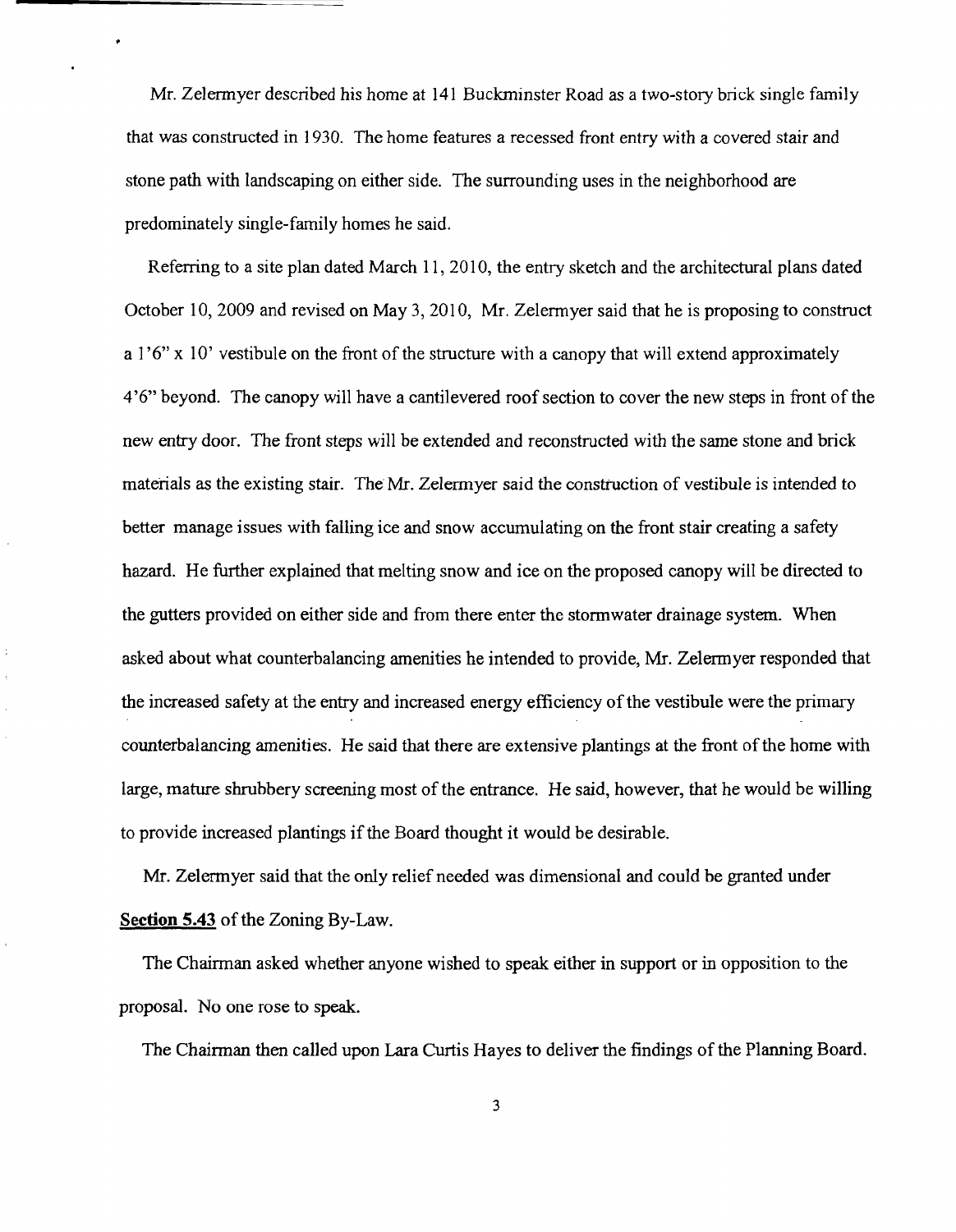Mr. Zelermyer described his home at 141 Buckminster Road as a two-story brick single family that was constructed in 1930. The home features a recessed front entry with a covered stair and stone path with landscaping on either side. The surrounding uses in the neighborhood are predominately single-family homes he said.

Referring to a site plan dated March 11, 2010, the entry sketch and the architectural plans dated October 10, 2009 and revised on May 3, 2010, Mr. Zelermyer said that he is proposing to construct a 1'6" x 10' vestibule on the front of the structure with a canopy that will extend approximately 4'6" beyond. The canopy will have a cantilevered roof section to cover the new steps in front of the new entry door. The front steps will be extended and reconstructed with the same stone and brick materials as the existing stair. The Mr. Zelermyer said the construction of vestibule is intended to better manage issues with falling ice and snow accumulating on the front stair creating a safety hazard. He further explained that melting snow and ice on the proposed canopy will be directed to the gutters provided on either side and from there enter the stormwater drainage system. When asked about what counterbalancing amenities he intended to provide, Mr. Zelermyer responded that the increased safety at the entry and increased energy efficiency of the vestibule were the primary counterbalancing amenities. He said that there are extensive plantings at the front of the home with large, mature shrubbery screening most of the entrance. He said, however, that he would be willing to provide increased plantings if the Board thought it would be desirable.

Mr. Zelermyer said that the only relief needed was dimensional and could be granted under **Section 5.43** of the Zoning By-Law.

The Chairman asked whether anyone wished to speak either in support or in opposition to the proposal. No one rose to speak.

The Chairman then called upon Lara Curtis Hayes to deliver the findings of the Planning Board.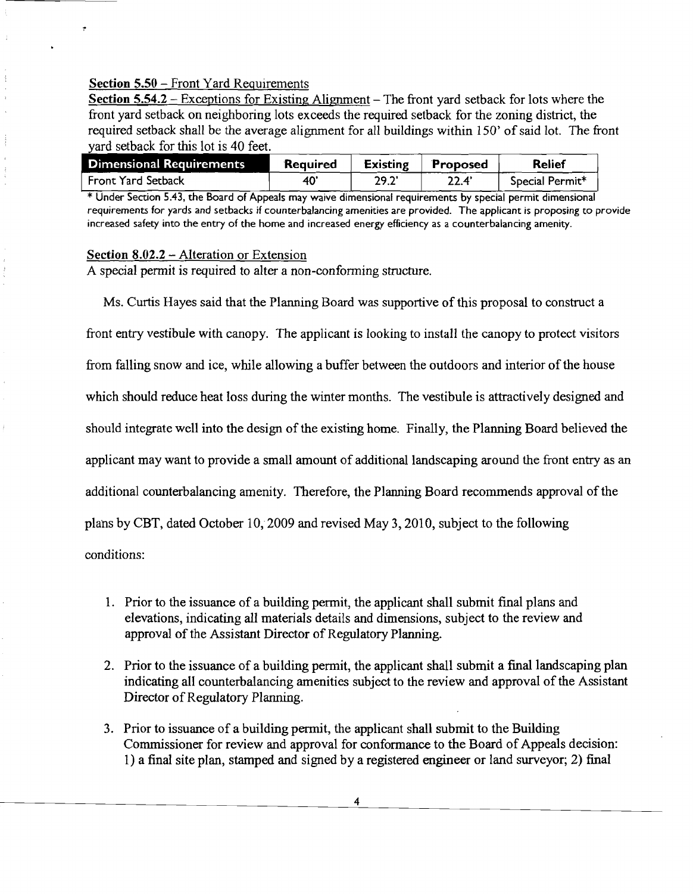**Section 5.50** – Front Yard Requirements

**Section 5.54.2** – Exceptions for Existing Alignment – The front yard setback for lots where the front yard setback on neighboring lots exceeds the required setback for the zoning district, the required setback shall be the average alignment for all buildings within 150' of said lot. The front yard setback for this lot is 40 feet.

| Dimensional Requirements | Required | Existing | Proposed | Relief |
|---|---|---|---|---|
| Front Yard Setback | 40' | 29.2' | 22.4' | Special Permit* |

* Under Section 5.43, the Board of Appeals may waive dimensional requirements by special permit dimensional requirements for yards and setbacks if counterbalancing amenities are provided. The applicant is proposing to provide increased safety into the entry of the home and increased energy efficiency as a counterbalancing amenity.

**Section 8.02.2** – Alteration or Extension

A special permit is required to alter a non-conforming structure.

Ms. Curtis Hayes said that the Planning Board was supportive of this proposal to construct a front entry vestibule with canopy. The applicant is looking to install the canopy to protect visitors from falling snow and ice, while allowing a buffer between the outdoors and interior of the house which should reduce heat loss during the winter months. The vestibule is attractively designed and should integrate well into the design of the existing home. Finally, the Planning Board believed the applicant may want to provide a small amount of additional landscaping around the front entry as an additional counterbalancing amenity. Therefore, the Planning Board recommends approval of the plans by CBT, dated October 10, 2009 and revised May 3, 2010, subject to the following conditions:

1. Prior to the issuance of a building permit, the applicant shall submit final plans and elevations, indicating all materials details and dimensions, subject to the review and approval of the Assistant Director of Regulatory Planning.

2. Prior to the issuance of a building permit, the applicant shall submit a final landscaping plan indicating all counterbalancing amenities subject to the review and approval of the Assistant Director of Regulatory Planning.

3. Prior to issuance of a building permit, the applicant shall submit to the Building Commissioner for review and approval for conformance to the Board of Appeals decision: 1) a final site plan, stamped and signed by a registered engineer or land surveyor; 2) final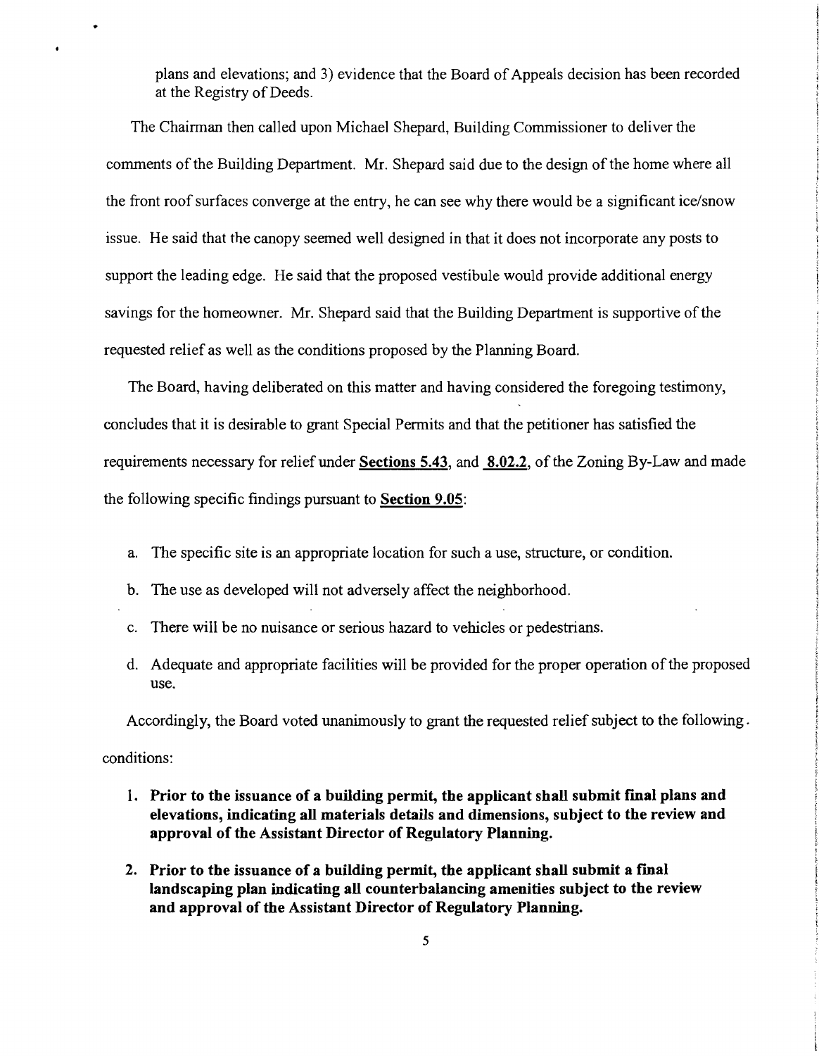plans and elevations; and 3) evidence that the Board of Appeals decision has been recorded at the Registry of Deeds.

The Chairman then called upon Michael Shepard, Building Commissioner to deliver the comments of the Building Department. Mr. Shepard said due to the design of the home where all the front roof surfaces converge at the entry, he can see why there would be a significant ice/snow issue. He said that the canopy seemed well designed in that it does not incorporate any posts to support the leading edge. He said that the proposed vestibule would provide additional energy savings for the homeowner. Mr. Shepard said that the Building Department is supportive of the requested relief as well as the conditions proposed by the Planning Board.

The Board, having deliberated on this matter and having considered the foregoing testimony, concludes that it is desirable to grant Special Permits and that the petitioner has satisfied the requirements necessary for relief under **Sections 5.43**, and **8.02.2**, of the Zoning By-Law and made the following specific findings pursuant to **Section 9.05**:

a. The specific site is an appropriate location for such a use, structure, or condition.

b. The use as developed will not adversely affect the neighborhood.

c. There will be no nuisance or serious hazard to vehicles or pedestrians.

d. Adequate and appropriate facilities will be provided for the proper operation of the proposed use.

Accordingly, the Board voted unanimously to grant the requested relief subject to the following conditions:

1. **Prior to the issuance of a building permit, the applicant shall submit final plans and elevations, indicating all materials details and dimensions, subject to the review and approval of the Assistant Director of Regulatory Planning.**

2. **Prior to the issuance of a building permit, the applicant shall submit a final landscaping plan indicating all counterbalancing amenities subject to the review and approval of the Assistant Director of Regulatory Planning.**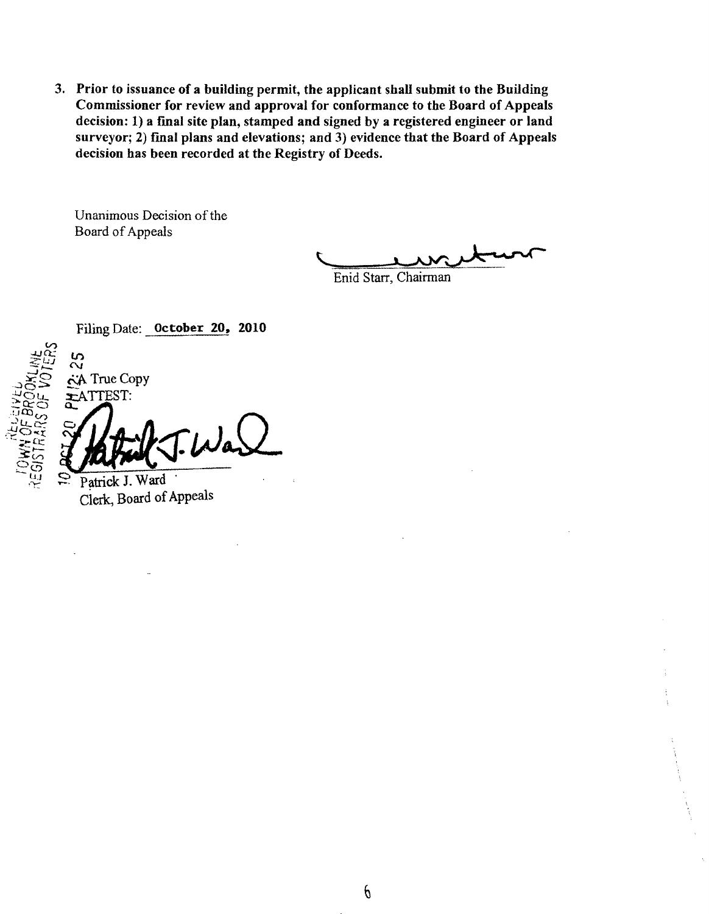**3. Prior to issuance of a building permit, the applicant shall submit to the Building Commissioner for review and approval for conformance to the Board of Appeals decision: 1) a final site plan, stamped and signed by a registered engineer or land surveyor; 2) final plans and elevations; and 3) evidence that the Board of Appeals decision has been recorded at the Registry of Deeds.**

Unanimous Decision of the
Board of Appeals

Enid Starr, Chairman

Filing Date: October 20, 2010

RECEIVED
TOWN OF BROOKLINE
REGISTRARS OF VOTERS
10 OCT 20 PM 12:25

A True Copy
ATTEST:

Patrick J. Ward
Clerk, Board of Appeals